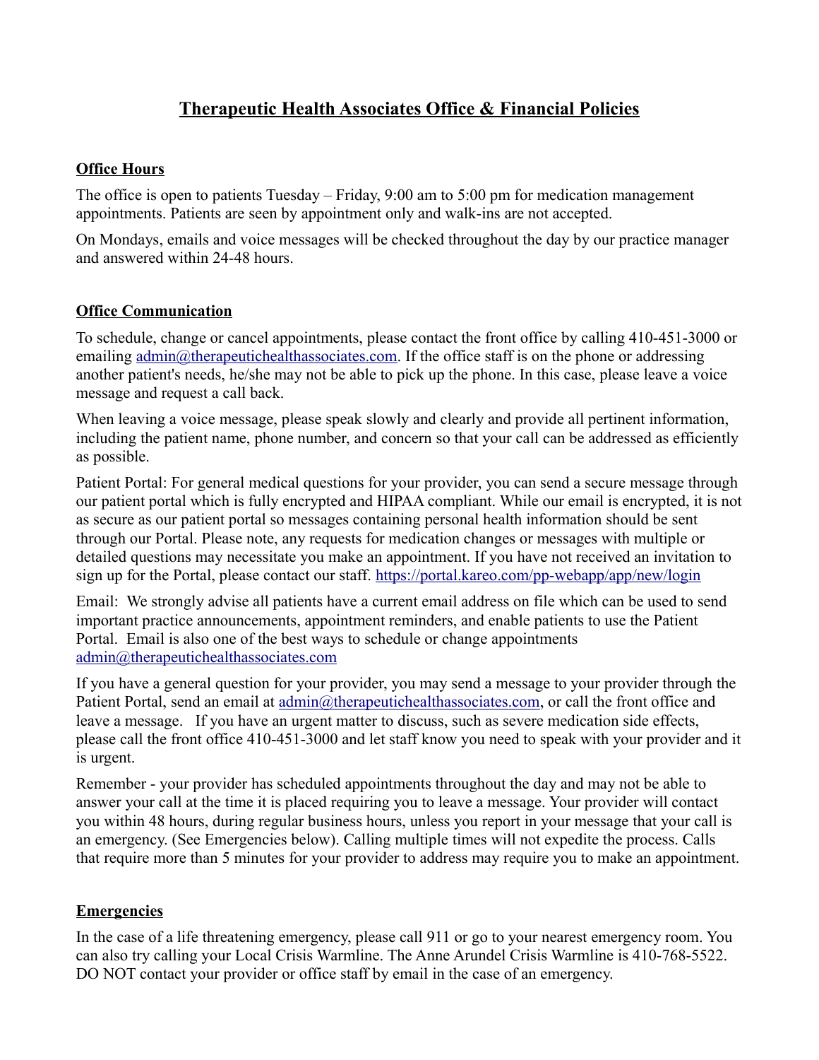# Therapeutic Health Associates Office & Financial Policies

## Office Hours

The office is open to patients Tuesday – Friday, 9:00 am to 5:00 pm for medication management appointments. Patients are seen by appointment only and walk-ins are not accepted.

On Mondays, emails and voice messages will be checked throughout the day by our practice manager and answered within 24-48 hours.

## Office Communication

To schedule, change or cancel appointments, please contact the front office by calling 410-451-3000 or emailing [admin@therapeutichealthassociates.com](mailto:admin@therapeutichealthassociates.com). If the office staff is on the phone or addressing another patient's needs, he/she may not be able to pick up the phone. In this case, please leave a voice message and request a call back.

When leaving a voice message, please speak slowly and clearly and provide all pertinent information, including the patient name, phone number, and concern so that your call can be addressed as efficiently as possible.

Patient Portal: For general medical questions for your provider, you can send a secure message through our patient portal which is fully encrypted and HIPAA compliant. While our email is encrypted, it is not as secure as our patient portal so messages containing personal health information should be sent through our Portal. Please note, any requests for medication changes or messages with multiple or detailed questions may necessitate you make an appointment. If you have not received an invitation to sign up for the Portal, please contact our staff. [https://portal.kareo.com/pp-webapp/app/new/login](https://portal.kareo.com/pp-webapp/app/new/login)

Email: We strongly advise all patients have a current email address on file which can be used to send important practice announcements, appointment reminders, and enable patients to use the Patient Portal. Email is also one of the best ways to schedule or change appointments [admin@therapeutichealthassociates.com](mailto:admin@therapeutichealthassociates.com)

If you have a general question for your provider, you may send a message to your provider through the Patient Portal, send an email at [admin@therapeutichealthassociates.com](mailto:admin@therapeutichealthassociates.com), or call the front office and leave a message. If you have an urgent matter to discuss, such as severe medication side effects, please call the front office 410-451-3000 and let staff know you need to speak with your provider and it is urgent.

Remember - your provider has scheduled appointments throughout the day and may not be able to answer your call at the time it is placed requiring you to leave a message. Your provider will contact you within 48 hours, during regular business hours, unless you report in your message that your call is an emergency. (See Emergencies below). Calling multiple times will not expedite the process. Calls that require more than 5 minutes for your provider to address may require you to make an appointment.

## Emergencies

In the case of a life threatening emergency, please call 911 or go to your nearest emergency room. You can also try calling your Local Crisis Warmline. The Anne Arundel Crisis Warmline is 410-768-5522. DO NOT contact your provider or office staff by email in the case of an emergency.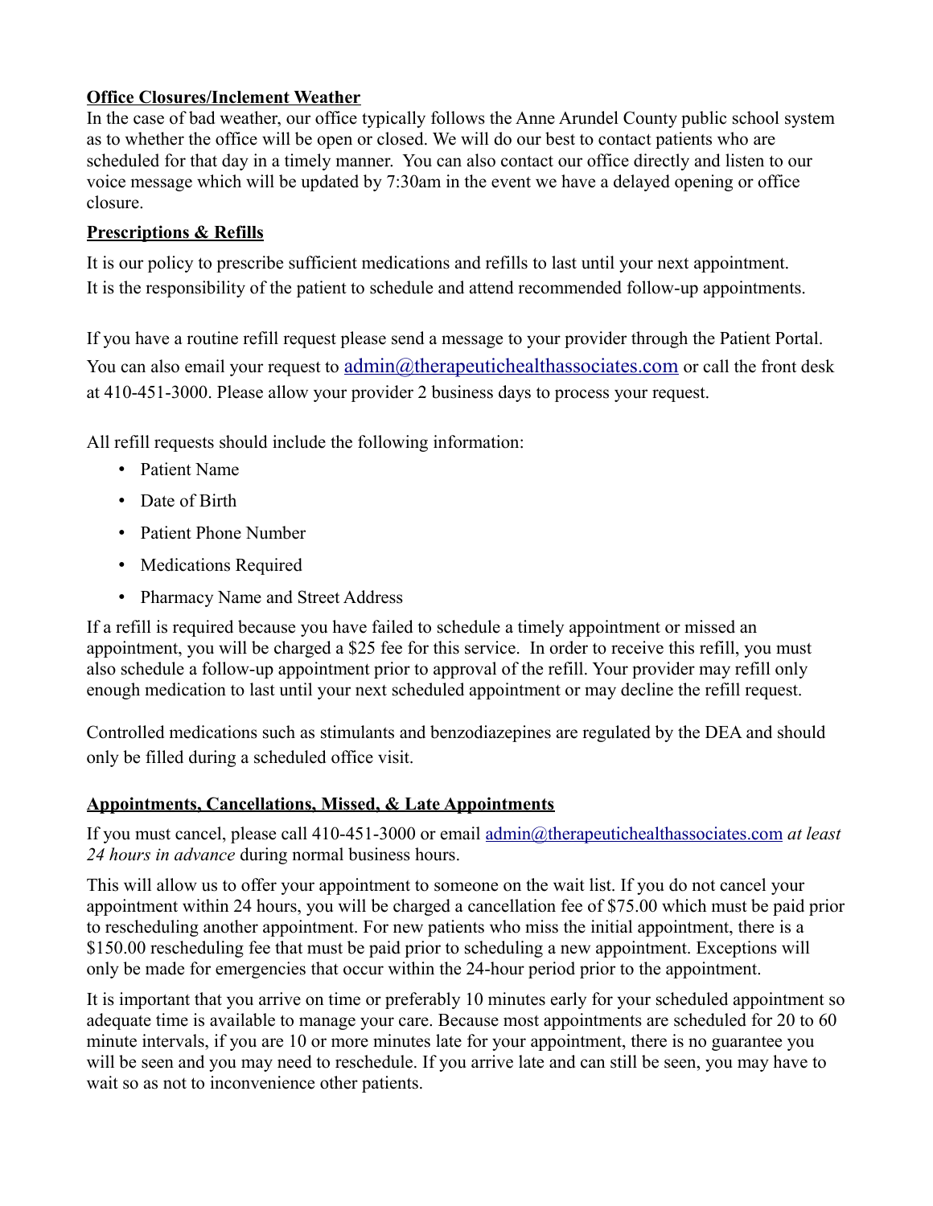**Office Closures/Inclement Weather**

In the case of bad weather, our office typically follows the Anne Arundel County public school system as to whether the office will be open or closed. We will do our best to contact patients who are scheduled for that day in a timely manner. You can also contact our office directly and listen to our voice message which will be updated by 7:30am in the event we have a delayed opening or office closure.

**Prescriptions & Refills**

It is our policy to prescribe sufficient medications and refills to last until your next appointment. It is the responsibility of the patient to schedule and attend recommended follow-up appointments.

If you have a routine refill request please send a message to your provider through the Patient Portal. You can also email your request to admin@therapeutichealthassociates.com or call the front desk at 410-451-3000. Please allow your provider 2 business days to process your request.

All refill requests should include the following information:

- Patient Name
- Date of Birth
- Patient Phone Number
- Medications Required
- Pharmacy Name and Street Address

If a refill is required because you have failed to schedule a timely appointment or missed an appointment, you will be charged a $25 fee for this service. In order to receive this refill, you must also schedule a follow-up appointment prior to approval of the refill. Your provider may refill only enough medication to last until your next scheduled appointment or may decline the refill request.

Controlled medications such as stimulants and benzodiazepines are regulated by the DEA and should only be filled during a scheduled office visit.

**Appointments, Cancellations, Missed, & Late Appointments**

If you must cancel, please call 410-451-3000 or email admin@therapeutichealthassociates.com *at least 24 hours in advance* during normal business hours.

This will allow us to offer your appointment to someone on the wait list. If you do not cancel your appointment within 24 hours, you will be charged a cancellation fee of $75.00 which must be paid prior to rescheduling another appointment. For new patients who miss the initial appointment, there is a $150.00 rescheduling fee that must be paid prior to scheduling a new appointment. Exceptions will only be made for emergencies that occur within the 24-hour period prior to the appointment.

It is important that you arrive on time or preferably 10 minutes early for your scheduled appointment so adequate time is available to manage your care. Because most appointments are scheduled for 20 to 60 minute intervals, if you are 10 or more minutes late for your appointment, there is no guarantee you will be seen and you may need to reschedule. If you arrive late and can still be seen, you may have to wait so as not to inconvenience other patients.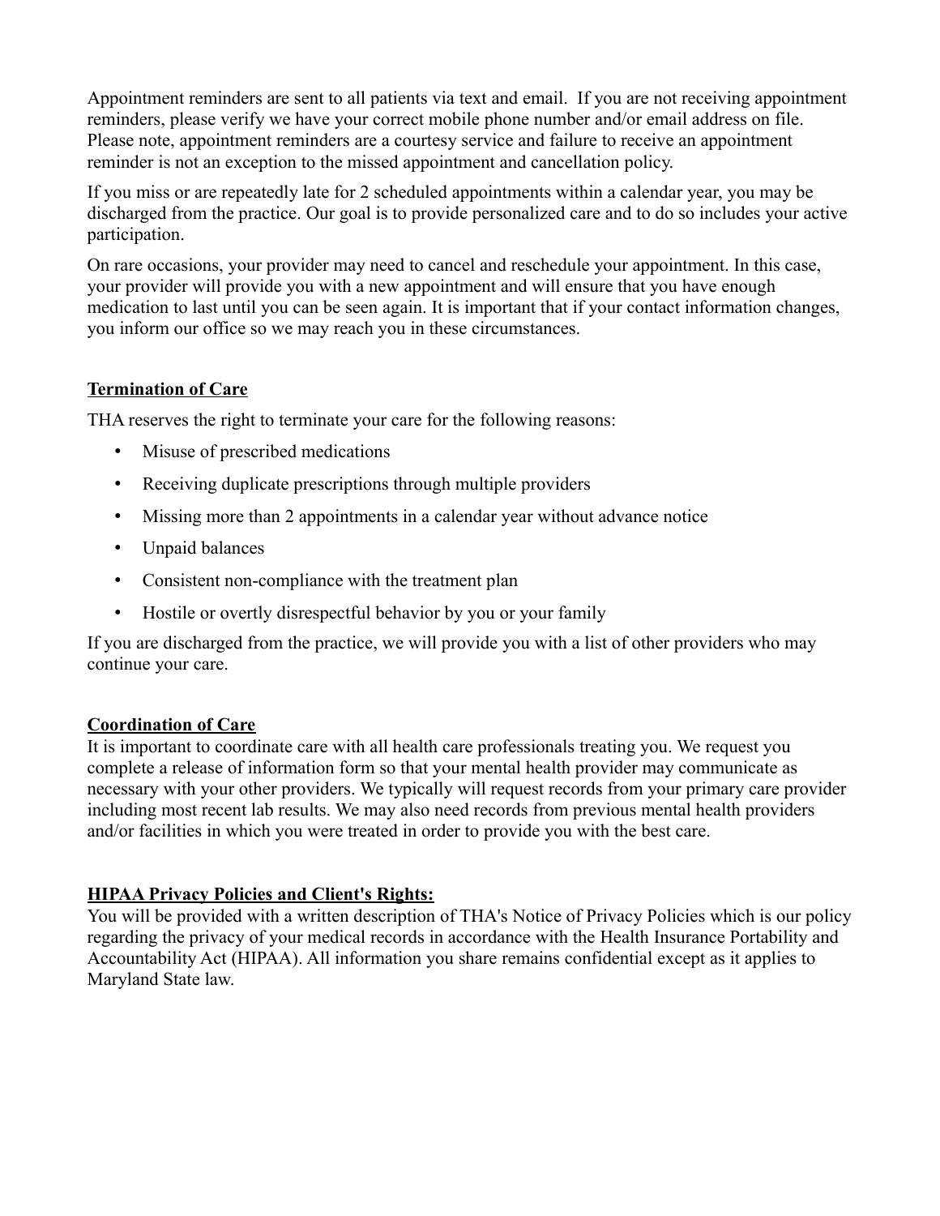Appointment reminders are sent to all patients via text and email. If you are not receiving appointment reminders, please verify we have your correct mobile phone number and/or email address on file. Please note, appointment reminders are a courtesy service and failure to receive an appointment reminder is not an exception to the missed appointment and cancellation policy.

If you miss or are repeatedly late for 2 scheduled appointments within a calendar year, you may be discharged from the practice. Our goal is to provide personalized care and to do so includes your active participation.

On rare occasions, your provider may need to cancel and reschedule your appointment. In this case, your provider will provide you with a new appointment and will ensure that you have enough medication to last until you can be seen again. It is important that if your contact information changes, you inform our office so we may reach you in these circumstances.

## **Termination of Care**

THA reserves the right to terminate your care for the following reasons:

- Misuse of prescribed medications
- Receiving duplicate prescriptions through multiple providers
- Missing more than 2 appointments in a calendar year without advance notice
- Unpaid balances
- Consistent non-compliance with the treatment plan
- Hostile or overtly disrespectful behavior by you or your family

If you are discharged from the practice, we will provide you with a list of other providers who may continue your care.

## **Coordination of Care**

It is important to coordinate care with all health care professionals treating you. We request you complete a release of information form so that your mental health provider may communicate as necessary with your other providers. We typically will request records from your primary care provider including most recent lab results. We may also need records from previous mental health providers and/or facilities in which you were treated in order to provide you with the best care.

## **HIPAA Privacy Policies and Client's Rights:**

You will be provided with a written description of THA's Notice of Privacy Policies which is our policy regarding the privacy of your medical records in accordance with the Health Insurance Portability and Accountability Act (HIPAA). All information you share remains confidential except as it applies to Maryland State law.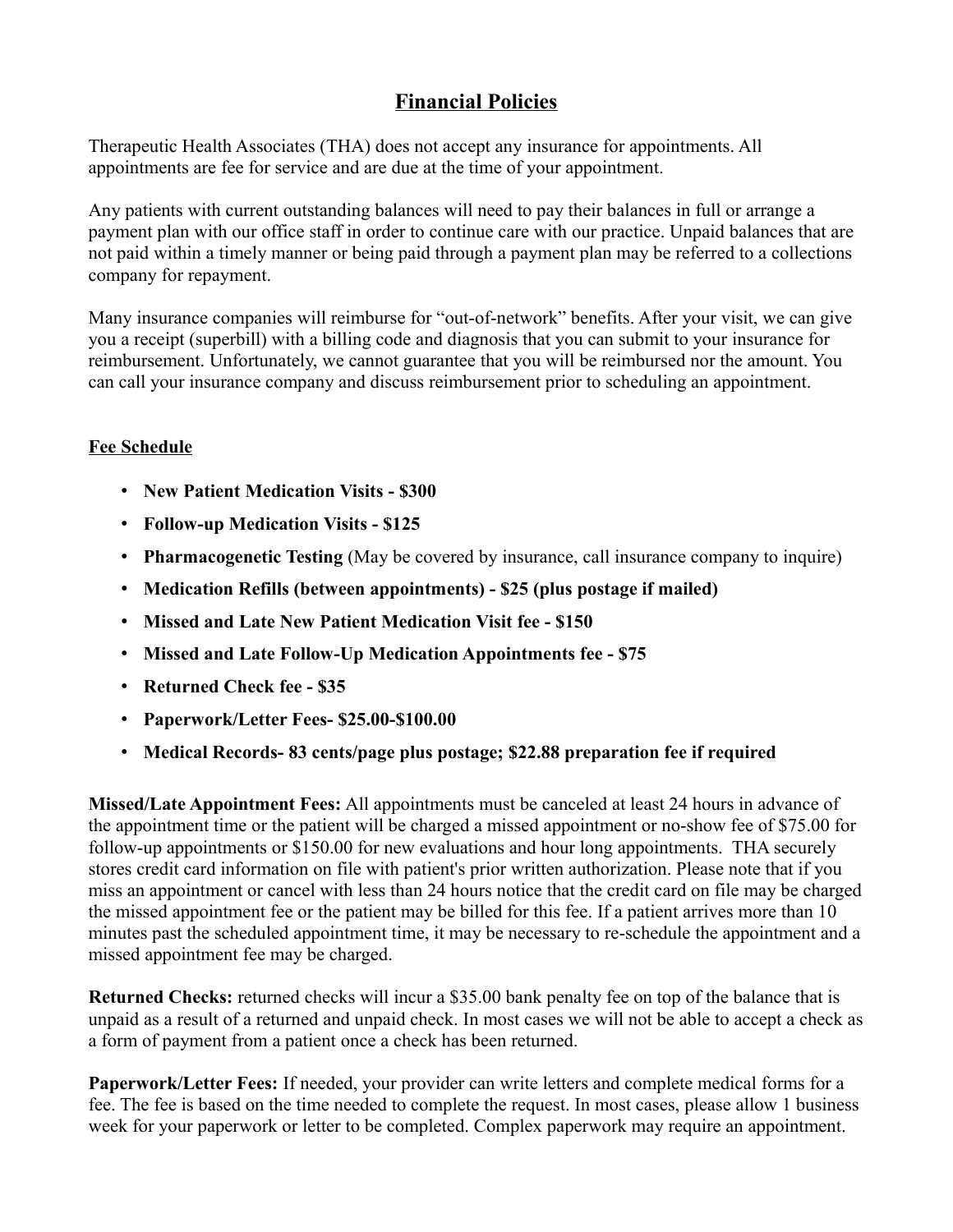# Financial Policies

Therapeutic Health Associates (THA) does not accept any insurance for appointments. All appointments are fee for service and are due at the time of your appointment.

Any patients with current outstanding balances will need to pay their balances in full or arrange a payment plan with our office staff in order to continue care with our practice. Unpaid balances that are not paid within a timely manner or being paid through a payment plan may be referred to a collections company for repayment.

Many insurance companies will reimburse for "out-of-network" benefits. After your visit, we can give you a receipt (superbill) with a billing code and diagnosis that you can submit to your insurance for reimbursement. Unfortunately, we cannot guarantee that you will be reimbursed nor the amount. You can call your insurance company and discuss reimbursement prior to scheduling an appointment.

## Fee Schedule

- **New Patient Medication Visits - $300**
- **Follow-up Medication Visits - $125**
- **Pharmacogenetic Testing** (May be covered by insurance, call insurance company to inquire)
- **Medication Refills (between appointments) - $25 (plus postage if mailed)**
- **Missed and Late New Patient Medication Visit fee - $150**
- **Missed and Late Follow-Up Medication Appointments fee - $75**
- **Returned Check fee - $35**
- **Paperwork/Letter Fees- $25.00-$100.00**
- **Medical Records- 83 cents/page plus postage; $22.88 preparation fee if required**

**Missed/Late Appointment Fees:** All appointments must be canceled at least 24 hours in advance of the appointment time or the patient will be charged a missed appointment or no-show fee of $75.00 for follow-up appointments or $150.00 for new evaluations and hour long appointments. THA securely stores credit card information on file with patient's prior written authorization. Please note that if you miss an appointment or cancel with less than 24 hours notice that the credit card on file may be charged the missed appointment fee or the patient may be billed for this fee. If a patient arrives more than 10 minutes past the scheduled appointment time, it may be necessary to re-schedule the appointment and a missed appointment fee may be charged.

**Returned Checks:** returned checks will incur a $35.00 bank penalty fee on top of the balance that is unpaid as a result of a returned and unpaid check. In most cases we will not be able to accept a check as a form of payment from a patient once a check has been returned.

**Paperwork/Letter Fees:** If needed, your provider can write letters and complete medical forms for a fee. The fee is based on the time needed to complete the request. In most cases, please allow 1 business week for your paperwork or letter to be completed. Complex paperwork may require an appointment.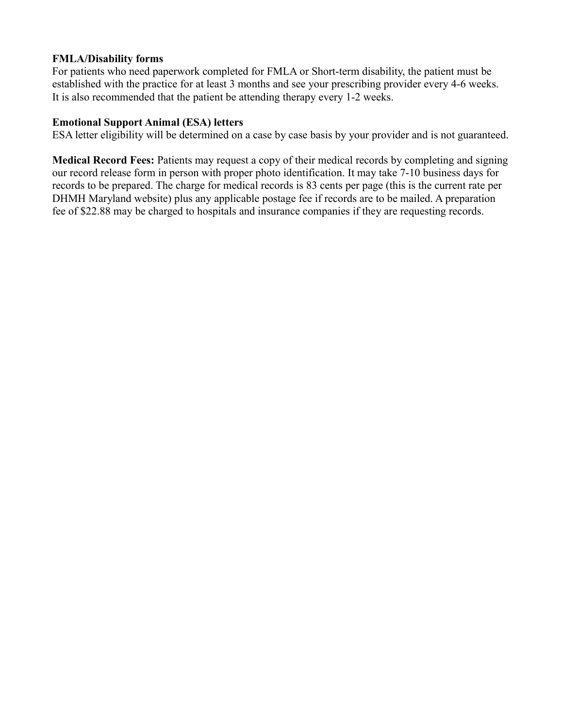**FMLA/Disability forms**

For patients who need paperwork completed for FMLA or Short-term disability, the patient must be established with the practice for at least 3 months and see your prescribing provider every 4-6 weeks. It is also recommended that the patient be attending therapy every 1-2 weeks.

**Emotional Support Animal (ESA) letters**

ESA letter eligibility will be determined on a case by case basis by your provider and is not guaranteed.

**Medical Record Fees:** Patients may request a copy of their medical records by completing and signing our record release form in person with proper photo identification. It may take 7-10 business days for records to be prepared. The charge for medical records is 83 cents per page (this is the current rate per DHMH Maryland website) plus any applicable postage fee if records are to be mailed. A preparation fee of $22.88 may be charged to hospitals and insurance companies if they are requesting records.